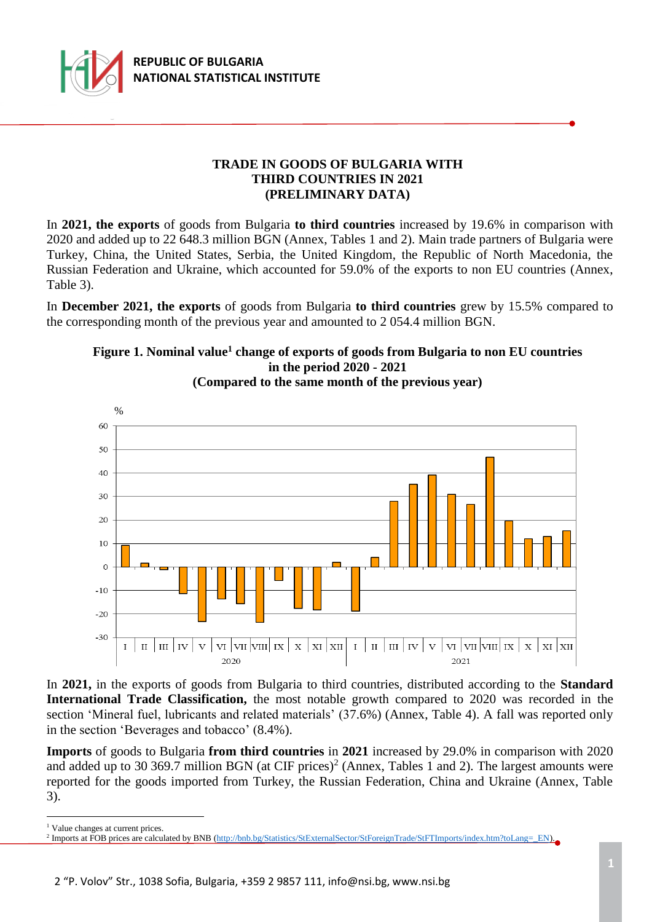# TRADE IN GOODS OF BULGARIA WITH THIRD COUNTRIES IN 2021 (PRELIMINARY DATA)

In **2021, the exports** of goods from Bulgaria **to third countries** increased by 19.6% in comparison with 2020 and added up to 22 648.3 million BGN (Annex, Tables 1 and 2). Main trade partners of Bulgaria were Turkey, China, the United States, Serbia, the United Kingdom, the Republic of North Macedonia, the Russian Federation and Ukraine, which accounted for 59.0% of the exports to non EU countries (Annex, Table 3).

In **December 2021, the exports** of goods from Bulgaria **to third countries** grew by 15.5% compared to the corresponding month of the previous year and amounted to 2 054.4 million BGN.

**Figure 1. Nominal value[1] change of exports of goods from Bulgaria to non EU countries in the period 2020 - 2021 (Compared to the same month of the previous year)**

In **2021,** in the exports of goods from Bulgaria to third countries, distributed according to the **Standard International Trade Classification,** the most notable growth compared to 2020 was recorded in the section 'Mineral fuel, lubricants and related materials' (37.6%) (Annex, Table 4). A fall was reported only in the section 'Beverages and tobacco' (8.4%).

**Imports** of goods to Bulgaria **from third countries** in **2021** increased by 29.0% in comparison with 2020 and added up to 30 369.7 million BGN (at CIF prices)[2] (Annex, Tables 1 and 2). The largest amounts were reported for the goods imported from Turkey, the Russian Federation, China and Ukraine (Annex, Table 3).

---

[1] Value changes at current prices.

[2] Imports at FOB prices are calculated by BNB (http://bnb.bg/Statistics/StExternalSector/StForeignTrade/StFTImports/index.htm?toLang=_EN).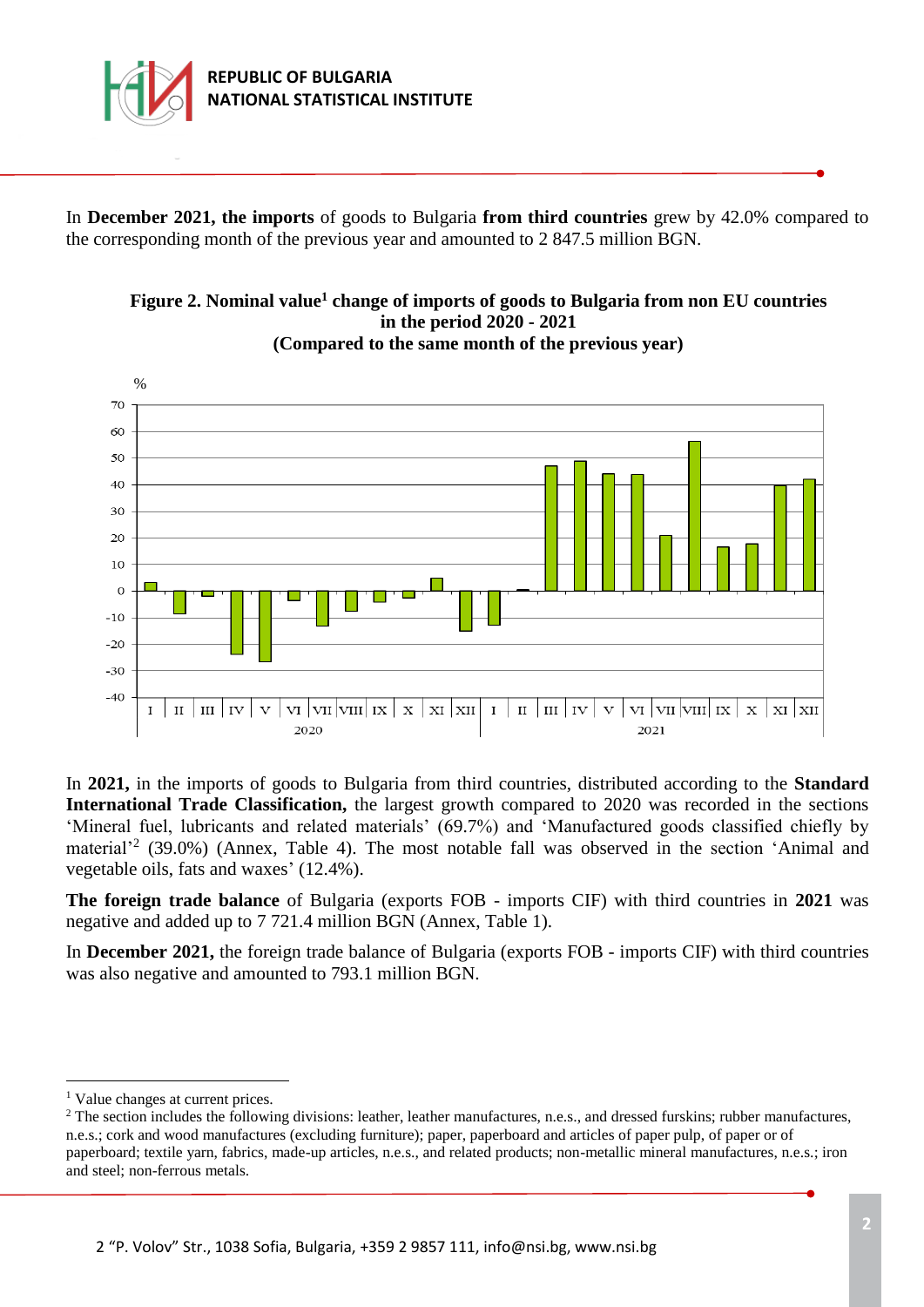In **December 2021, the imports** of goods to Bulgaria **from third countries** grew by 42.0% compared to the corresponding month of the previous year and amounted to 2 847.5 million BGN.

**Figure 2. Nominal value[1] change of imports of goods to Bulgaria from non EU countries in the period 2020 - 2021 (Compared to the same month of the previous year)**

In **2021,** in the imports of goods to Bulgaria from third countries, distributed according to the **Standard International Trade Classification,** the largest growth compared to 2020 was recorded in the sections 'Mineral fuel, lubricants and related materials' (69.7%) and 'Manufactured goods classified chiefly by material'[2] (39.0%) (Annex, Table 4). The most notable fall was observed in the section 'Animal and vegetable oils, fats and waxes' (12.4%).

**The foreign trade balance** of Bulgaria (exports FOB - imports CIF) with third countries in **2021** was negative and added up to 7 721.4 million BGN (Annex, Table 1).

In **December 2021,** the foreign trade balance of Bulgaria (exports FOB - imports CIF) with third countries was also negative and amounted to 793.1 million BGN.

---

[1] Value changes at current prices.

[2] The section includes the following divisions: leather, leather manufactures, n.e.s., and dressed furskins; rubber manufactures, n.e.s.; cork and wood manufactures (excluding furniture); paper, paperboard and articles of paper pulp, of paper or of paperboard; textile yarn, fabrics, made-up articles, n.e.s., and related products; non-metallic mineral manufactures, n.e.s.; iron and steel; non-ferrous metals.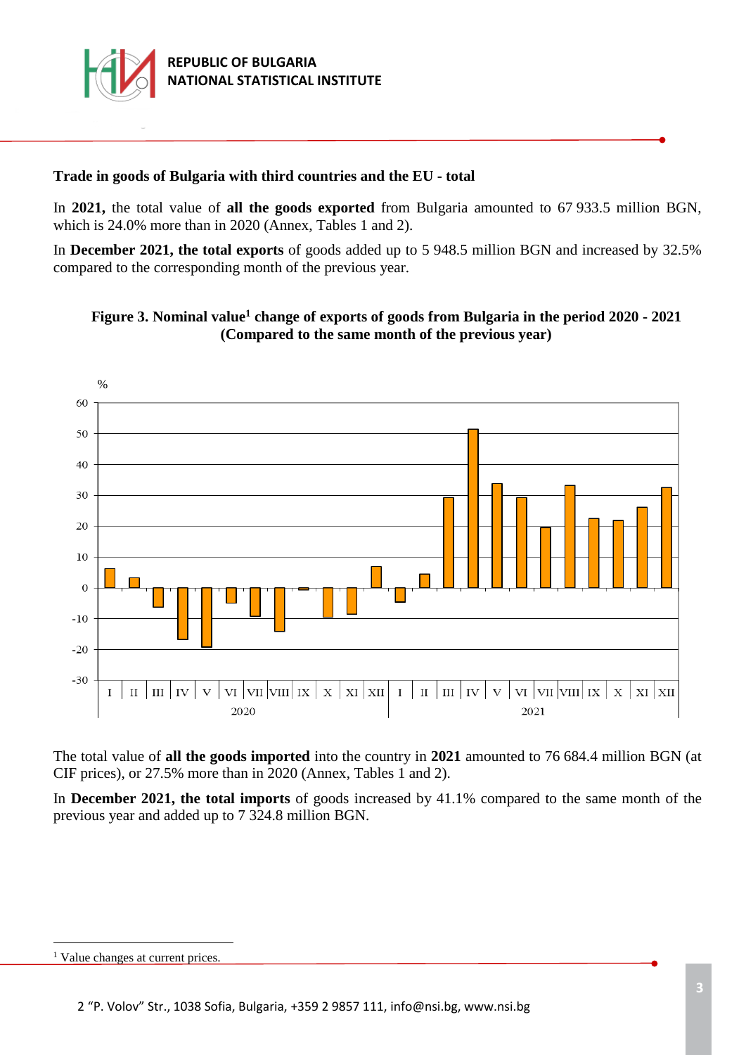### Trade in goods of Bulgaria with third countries and the EU - total

In **2021,** the total value of **all the goods exported** from Bulgaria amounted to 67 933.5 million BGN, which is 24.0% more than in 2020 (Annex, Tables 1 and 2).

In **December 2021, the total exports** of goods added up to 5 948.5 million BGN and increased by 32.5% compared to the corresponding month of the previous year.

**Figure 3. Nominal value[1] change of exports of goods from Bulgaria in the period 2020 - 2021 (Compared to the same month of the previous year)**

The total value of **all the goods imported** into the country in **2021** amounted to 76 684.4 million BGN (at CIF prices), or 27.5% more than in 2020 (Annex, Tables 1 and 2).

In **December 2021, the total imports** of goods increased by 41.1% compared to the same month of the previous year and added up to 7 324.8 million BGN.

[1] Value changes at current prices.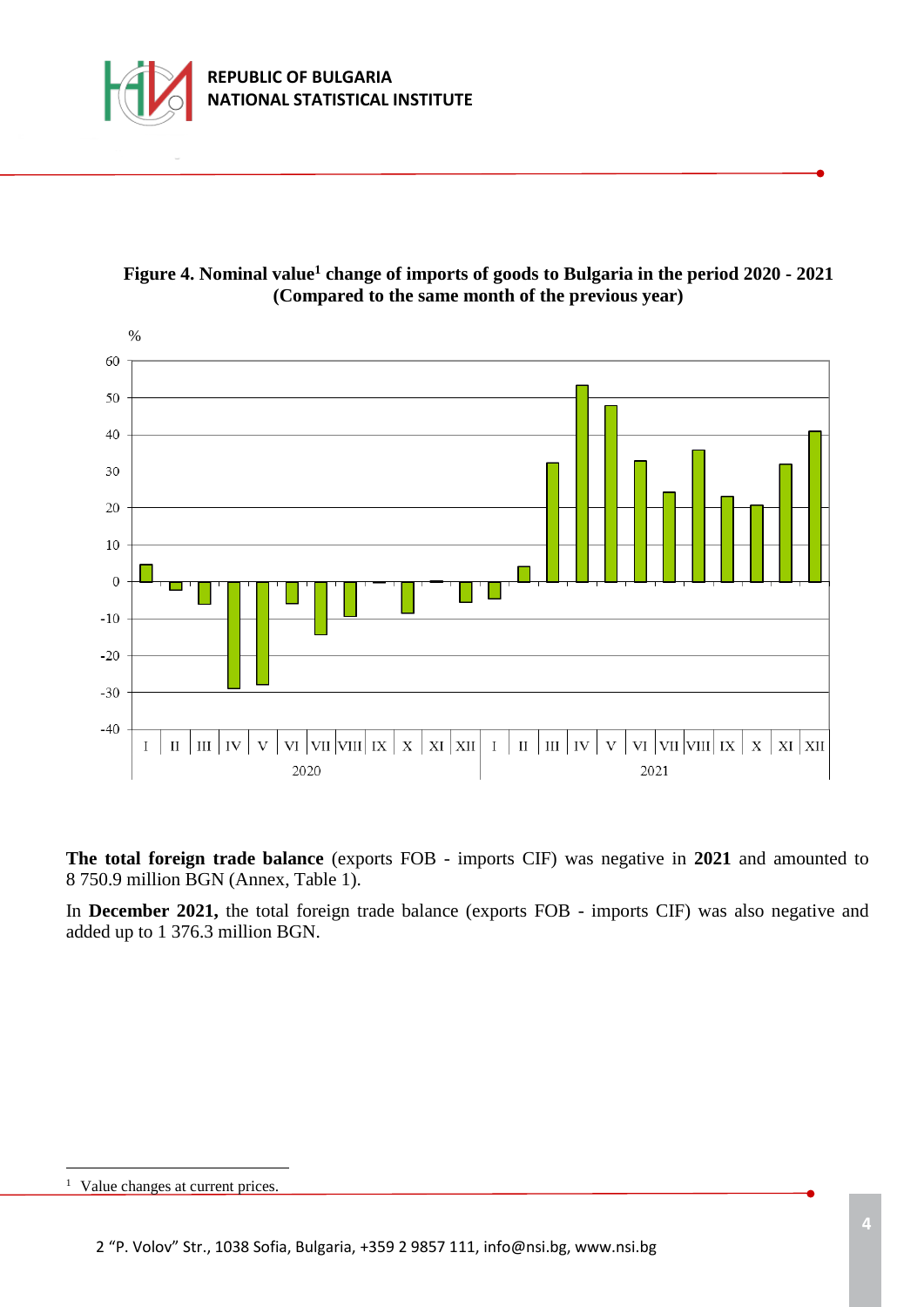**Figure 4. Nominal value[1] change of imports of goods to Bulgaria in the period 2020 - 2021 (Compared to the same month of the previous year)**

**The total foreign trade balance** (exports FOB - imports CIF) was negative in **2021** and amounted to 8 750.9 million BGN (Annex, Table 1).

In **December 2021,** the total foreign trade balance (exports FOB - imports CIF) was also negative and added up to 1 376.3 million BGN.

[1] Value changes at current prices.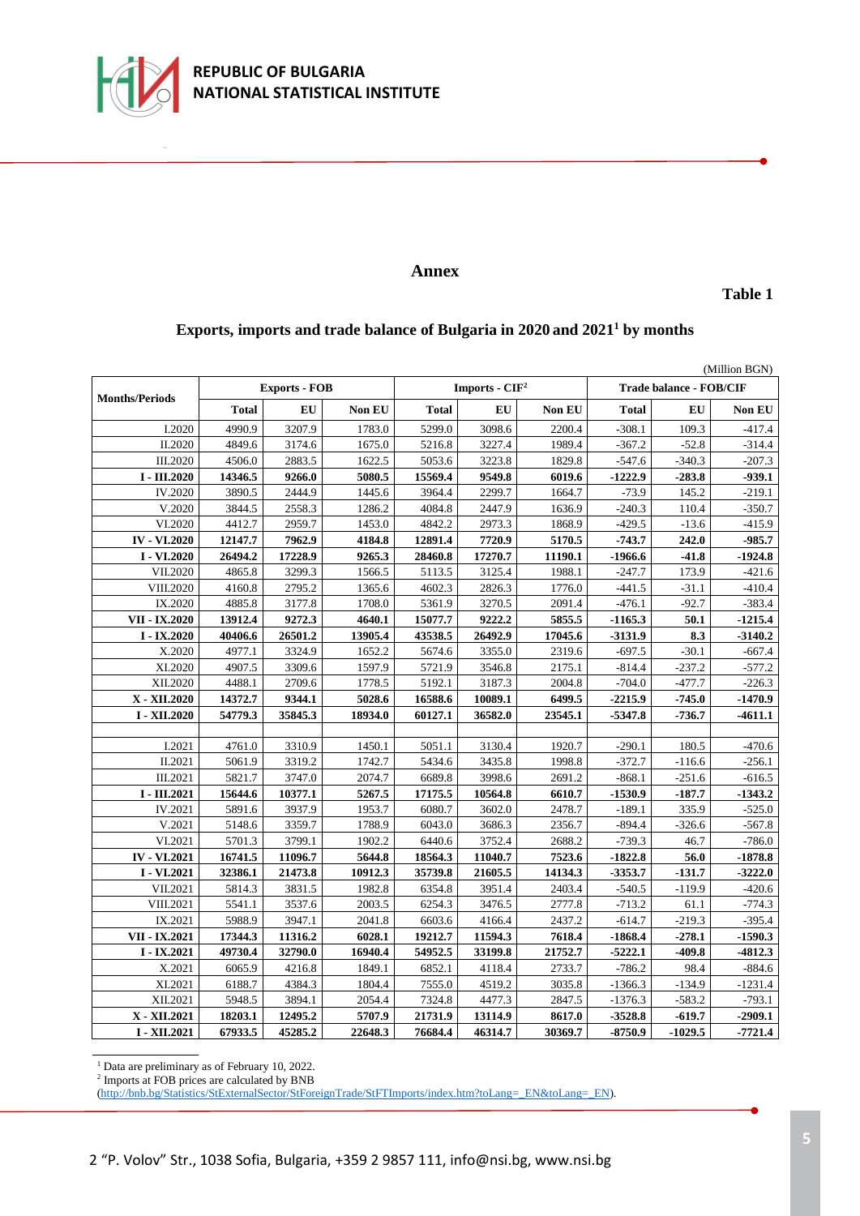## Annex

**Table 1**

### Exports, imports and trade balance of Bulgaria in 2020 and 2021[1] by months

(Million BGN)

| Months/Periods | Exports - FOB | | | Imports - CIF[2] | | | Trade balance - FOB/CIF | | |
|---|---|---|---|---|---|---|---|---|---|
| | Total | EU | Non EU | Total | EU | Non EU | Total | EU | Non EU |
| I.2020 | 4990.9 | 3207.9 | 1783.0 | 5299.0 | 3098.6 | 2200.4 | -308.1 | 109.3 | -417.4 |
| II.2020 | 4849.6 | 3174.6 | 1675.0 | 5216.8 | 3227.4 | 1989.4 | -367.2 | -52.8 | -314.4 |
| III.2020 | 4506.0 | 2883.5 | 1622.5 | 5053.6 | 3223.8 | 1829.8 | -547.6 | -340.3 | -207.3 |
| **I - III.2020** | **14346.5** | **9266.0** | **5080.5** | **15569.4** | **9549.8** | **6019.6** | **-1222.9** | **-283.8** | **-939.1** |
| IV.2020 | 3890.5 | 2444.9 | 1445.6 | 3964.4 | 2299.7 | 1664.7 | -73.9 | 145.2 | -219.1 |
| V.2020 | 3844.5 | 2558.3 | 1286.2 | 4084.8 | 2447.9 | 1636.9 | -240.3 | 110.4 | -350.7 |
| VI.2020 | 4412.7 | 2959.7 | 1453.0 | 4842.2 | 2973.3 | 1868.9 | -429.5 | -13.6 | -415.9 |
| **IV - VI.2020** | **12147.7** | **7962.9** | **4184.8** | **12891.4** | **7720.9** | **5170.5** | **-743.7** | **242.0** | **-985.7** |
| **I - VI.2020** | **26494.2** | **17228.9** | **9265.3** | **28460.8** | **17270.7** | **11190.1** | **-1966.6** | **-41.8** | **-1924.8** |
| VII.2020 | 4865.8 | 3299.3 | 1566.5 | 5113.5 | 3125.4 | 1988.1 | -247.7 | 173.9 | -421.6 |
| VIII.2020 | 4160.8 | 2795.2 | 1365.6 | 4602.3 | 2826.3 | 1776.0 | -441.5 | -31.1 | -410.4 |
| IX.2020 | 4885.8 | 3177.8 | 1708.0 | 5361.9 | 3270.5 | 2091.4 | -476.1 | -92.7 | -383.4 |
| **VII - IX.2020** | **13912.4** | **9272.3** | **4640.1** | **15077.7** | **9222.2** | **5855.5** | **-1165.3** | **50.1** | **-1215.4** |
| **I - IX.2020** | **40406.6** | **26501.2** | **13905.4** | **43538.5** | **26492.9** | **17045.6** | **-3131.9** | **8.3** | **-3140.2** |
| X.2020 | 4977.1 | 3324.9 | 1652.2 | 5674.6 | 3355.0 | 2319.6 | -697.5 | -30.1 | -667.4 |
| XI.2020 | 4907.5 | 3309.6 | 1597.9 | 5721.9 | 3546.8 | 2175.1 | -814.4 | -237.2 | -577.2 |
| XII.2020 | 4488.1 | 2709.6 | 1778.5 | 5192.1 | 3187.3 | 2004.8 | -704.0 | -477.7 | -226.3 |
| **X - XII.2020** | **14372.7** | **9344.1** | **5028.6** | **16588.6** | **10089.1** | **6499.5** | **-2215.9** | **-745.0** | **-1470.9** |
| **I - XII.2020** | **54779.3** | **35845.3** | **18934.0** | **60127.1** | **36582.0** | **23545.1** | **-5347.8** | **-736.7** | **-4611.1** |
| | | | | | | | | | |
| I.2021 | 4761.0 | 3310.9 | 1450.1 | 5051.1 | 3130.4 | 1920.7 | -290.1 | 180.5 | -470.6 |
| II.2021 | 5061.9 | 3319.2 | 1742.7 | 5434.6 | 3435.8 | 1998.8 | -372.7 | -116.6 | -256.1 |
| III.2021 | 5821.7 | 3747.0 | 2074.7 | 6689.8 | 3998.6 | 2691.2 | -868.1 | -251.6 | -616.5 |
| **I - III.2021** | **15644.6** | **10377.1** | **5267.5** | **17175.5** | **10564.8** | **6610.7** | **-1530.9** | **-187.7** | **-1343.2** |
| IV.2021 | 5891.6 | 3937.9 | 1953.7 | 6080.7 | 3602.0 | 2478.7 | -189.1 | 335.9 | -525.0 |
| V.2021 | 5148.6 | 3359.7 | 1788.9 | 6043.0 | 3686.3 | 2356.7 | -894.4 | -326.6 | -567.8 |
| VI.2021 | 5701.3 | 3799.1 | 1902.2 | 6440.6 | 3752.4 | 2688.2 | -739.3 | 46.7 | -786.0 |
| **IV - VI.2021** | **16741.5** | **11096.7** | **5644.8** | **18564.3** | **11040.7** | **7523.6** | **-1822.8** | **56.0** | **-1878.8** |
| **I - VI.2021** | **32386.1** | **21473.8** | **10912.3** | **35739.8** | **21605.5** | **14134.3** | **-3353.7** | **-131.7** | **-3222.0** |
| VII.2021 | 5814.3 | 3831.5 | 1982.8 | 6354.8 | 3951.4 | 2403.4 | -540.5 | -119.9 | -420.6 |
| VIII.2021 | 5541.1 | 3537.6 | 2003.5 | 6254.3 | 3476.5 | 2777.8 | -713.2 | 61.1 | -774.3 |
| IX.2021 | 5988.9 | 3947.1 | 2041.8 | 6603.6 | 4166.4 | 2437.2 | -614.7 | -219.3 | -395.4 |
| **VII - IX.2021** | **17344.3** | **11316.2** | **6028.1** | **19212.7** | **11594.3** | **7618.4** | **-1868.4** | **-278.1** | **-1590.3** |
| **I - IX.2021** | **49730.4** | **32790.0** | **16940.4** | **54952.5** | **33199.8** | **21752.7** | **-5222.1** | **-409.8** | **-4812.3** |
| X.2021 | 6065.9 | 4216.8 | 1849.1 | 6852.1 | 4118.4 | 2733.7 | -786.2 | 98.4 | -884.6 |
| XI.2021 | 6188.7 | 4384.3 | 1804.4 | 7555.0 | 4519.2 | 3035.8 | -1366.3 | -134.9 | -1231.4 |
| XII.2021 | 5948.5 | 3894.1 | 2054.4 | 7324.8 | 4477.3 | 2847.5 | -1376.3 | -583.2 | -793.1 |
| **X - XII.2021** | **18203.1** | **12495.2** | **5707.9** | **21731.9** | **13114.9** | **8617.0** | **-3528.8** | **-619.7** | **-2909.1** |
| **I - XII.2021** | **67933.5** | **45285.2** | **22648.3** | **76684.4** | **46314.7** | **30369.7** | **-8750.9** | **-1029.5** | **-7721.4** |

[1] Data are preliminary as of February 10, 2022.
[2] Imports at FOB prices are calculated by BNB (http://bnb.bg/Statistics/StExternalSector/StForeignTrade/StFTImports/index.htm?toLang=_EN&toLang=_EN).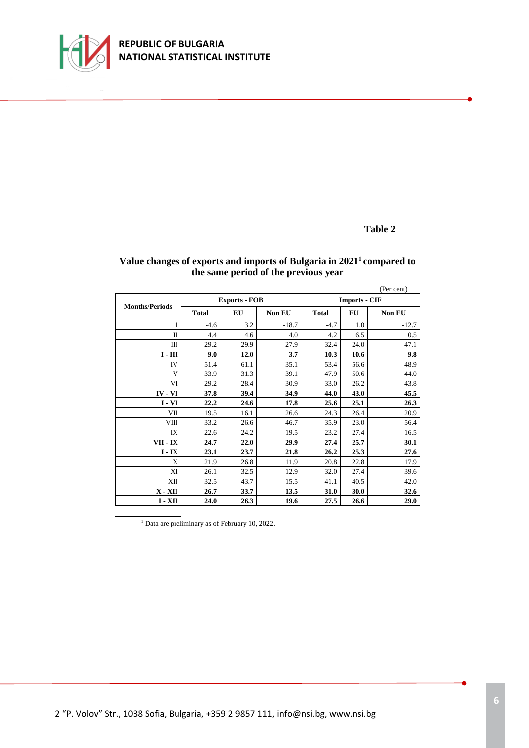**Table 2**

**Value changes of exports and imports of Bulgaria in 2021[1] compared to the same period of the previous year**

(Per cent)

| Months/Periods | Exports - FOB | | | Imports - CIF | | |
|---|---|---|---|---|---|---|
| | **Total** | **EU** | **Non EU** | **Total** | **EU** | **Non EU** |
| I | -4.6 | 3.2 | -18.7 | -4.7 | 1.0 | -12.7 |
| II | 4.4 | 4.6 | 4.0 | 4.2 | 6.5 | 0.5 |
| III | 29.2 | 29.9 | 27.9 | 32.4 | 24.0 | 47.1 |
| **I - III** | **9.0** | **12.0** | **3.7** | **10.3** | **10.6** | **9.8** |
| IV | 51.4 | 61.1 | 35.1 | 53.4 | 56.6 | 48.9 |
| V | 33.9 | 31.3 | 39.1 | 47.9 | 50.6 | 44.0 |
| VI | 29.2 | 28.4 | 30.9 | 33.0 | 26.2 | 43.8 |
| **IV - VI** | **37.8** | **39.4** | **34.9** | **44.0** | **43.0** | **45.5** |
| **I - VI** | **22.2** | **24.6** | **17.8** | **25.6** | **25.1** | **26.3** |
| VII | 19.5 | 16.1 | 26.6 | 24.3 | 26.4 | 20.9 |
| VIII | 33.2 | 26.6 | 46.7 | 35.9 | 23.0 | 56.4 |
| IX | 22.6 | 24.2 | 19.5 | 23.2 | 27.4 | 16.5 |
| **VII - IX** | **24.7** | **22.0** | **29.9** | **27.4** | **25.7** | **30.1** |
| **I - IX** | **23.1** | **23.7** | **21.8** | **26.2** | **25.3** | **27.6** |
| X | 21.9 | 26.8 | 11.9 | 20.8 | 22.8 | 17.9 |
| XI | 26.1 | 32.5 | 12.9 | 32.0 | 27.4 | 39.6 |
| XII | 32.5 | 43.7 | 15.5 | 41.1 | 40.5 | 42.0 |
| **X - XII** | **26.7** | **33.7** | **13.5** | **31.0** | **30.0** | **32.6** |
| **I - XII** | **24.0** | **26.3** | **19.6** | **27.5** | **26.6** | **29.0** |

[1] Data are preliminary as of February 10, 2022.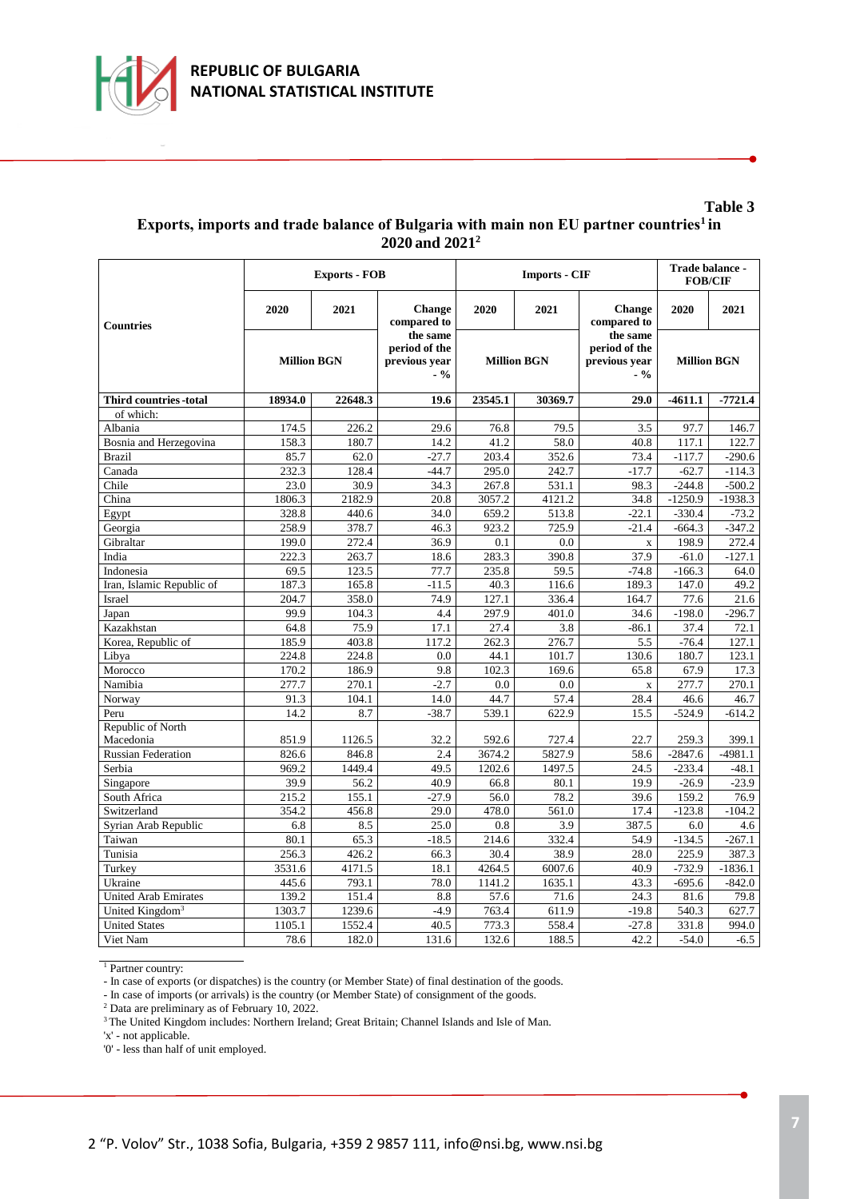**Table 3**

**Exports, imports and trade balance of Bulgaria with main non EU partner countries[1] in 2020 and 2021[2]**

| Countries | Exports - FOB | | | Imports - CIF | | | Trade balance - FOB/CIF | |
|---|---|---|---|---|---|---|---|---|
| | 2020 | 2021 | Change compared to the same period of the previous year - % | 2020 | 2021 | Change compared to the same period of the previous year - % | 2020 | 2021 |
| | Million BGN | | | Million BGN | | | Million BGN | |
| **Third countries -total** | **18934.0** | **22648.3** | **19.6** | **23545.1** | **30369.7** | **29.0** | **-4611.1** | **-7721.4** |
| of which: | | | | | | | | |
| Albania | 174.5 | 226.2 | 29.6 | 76.8 | 79.5 | 3.5 | 97.7 | 146.7 |
| Bosnia and Herzegovina | 158.3 | 180.7 | 14.2 | 41.2 | 58.0 | 40.8 | 117.1 | 122.7 |
| Brazil | 85.7 | 62.0 | -27.7 | 203.4 | 352.6 | 73.4 | -117.7 | -290.6 |
| Canada | 232.3 | 128.4 | -44.7 | 295.0 | 242.7 | -17.7 | -62.7 | -114.3 |
| Chile | 23.0 | 30.9 | 34.3 | 267.8 | 531.1 | 98.3 | -244.8 | -500.2 |
| China | 1806.3 | 2182.9 | 20.8 | 3057.2 | 4121.2 | 34.8 | -1250.9 | -1938.3 |
| Egypt | 328.8 | 440.6 | 34.0 | 659.2 | 513.8 | -22.1 | -330.4 | -73.2 |
| Georgia | 258.9 | 378.7 | 46.3 | 923.2 | 725.9 | -21.4 | -664.3 | -347.2 |
| Gibraltar | 199.0 | 272.4 | 36.9 | 0.1 | 0.0 | x | 198.9 | 272.4 |
| India | 222.3 | 263.7 | 18.6 | 283.3 | 390.8 | 37.9 | -61.0 | -127.1 |
| Indonesia | 69.5 | 123.5 | 77.7 | 235.8 | 59.5 | -74.8 | -166.3 | 64.0 |
| Iran, Islamic Republic of | 187.3 | 165.8 | -11.5 | 40.3 | 116.6 | 189.3 | 147.0 | 49.2 |
| Israel | 204.7 | 358.0 | 74.9 | 127.1 | 336.4 | 164.7 | 77.6 | 21.6 |
| Japan | 99.9 | 104.3 | 4.4 | 297.9 | 401.0 | 34.6 | -198.0 | -296.7 |
| Kazakhstan | 64.8 | 75.9 | 17.1 | 27.4 | 3.8 | -86.1 | 37.4 | 72.1 |
| Korea, Republic of | 185.9 | 403.8 | 117.2 | 262.3 | 276.7 | 5.5 | -76.4 | 127.1 |
| Libya | 224.8 | 224.8 | 0.0 | 44.1 | 101.7 | 130.6 | 180.7 | 123.1 |
| Morocco | 170.2 | 186.9 | 9.8 | 102.3 | 169.6 | 65.8 | 67.9 | 17.3 |
| Namibia | 277.7 | 270.1 | -2.7 | 0.0 | 0.0 | x | 277.7 | 270.1 |
| Norway | 91.3 | 104.1 | 14.0 | 44.7 | 57.4 | 28.4 | 46.6 | 46.7 |
| Peru | 14.2 | 8.7 | -38.7 | 539.1 | 622.9 | 15.5 | -524.9 | -614.2 |
| Republic of North Macedonia | 851.9 | 1126.5 | 32.2 | 592.6 | 727.4 | 22.7 | 259.3 | 399.1 |
| Russian Federation | 826.6 | 846.8 | 2.4 | 3674.2 | 5827.9 | 58.6 | -2847.6 | -4981.1 |
| Serbia | 969.2 | 1449.4 | 49.5 | 1202.6 | 1497.5 | 24.5 | -233.4 | -48.1 |
| Singapore | 39.9 | 56.2 | 40.9 | 66.8 | 80.1 | 19.9 | -26.9 | -23.9 |
| South Africa | 215.2 | 155.1 | -27.9 | 56.0 | 78.2 | 39.6 | 159.2 | 76.9 |
| Switzerland | 354.2 | 456.8 | 29.0 | 478.0 | 561.0 | 17.4 | -123.8 | -104.2 |
| Syrian Arab Republic | 6.8 | 8.5 | 25.0 | 0.8 | 3.9 | 387.5 | 6.0 | 4.6 |
| Taiwan | 80.1 | 65.3 | -18.5 | 214.6 | 332.4 | 54.9 | -134.5 | -267.1 |
| Tunisia | 256.3 | 426.2 | 66.3 | 30.4 | 38.9 | 28.0 | 225.9 | 387.3 |
| Turkey | 3531.6 | 4171.5 | 18.1 | 4264.5 | 6007.6 | 40.9 | -732.9 | -1836.1 |
| Ukraine | 445.6 | 793.1 | 78.0 | 1141.2 | 1635.1 | 43.3 | -695.6 | -842.0 |
| United Arab Emirates | 139.2 | 151.4 | 8.8 | 57.6 | 71.6 | 24.3 | 81.6 | 79.8 |
| United Kingdom[3] | 1303.7 | 1239.6 | -4.9 | 763.4 | 611.9 | -19.8 | 540.3 | 627.7 |
| United States | 1105.1 | 1552.4 | 40.5 | 773.3 | 558.4 | -27.8 | 331.8 | 994.0 |
| Viet Nam | 78.6 | 182.0 | 131.6 | 132.6 | 188.5 | 42.2 | -54.0 | -6.5 |

[1] Partner country:
- In case of exports (or dispatches) is the country (or Member State) of final destination of the goods.
- In case of imports (or arrivals) is the country (or Member State) of consignment of the goods.

[2] Data are preliminary as of February 10, 2022.

[3] The United Kingdom includes: Northern Ireland; Great Britain; Channel Islands and Isle of Man.

'x' - not applicable.

'0' - less than half of unit employed.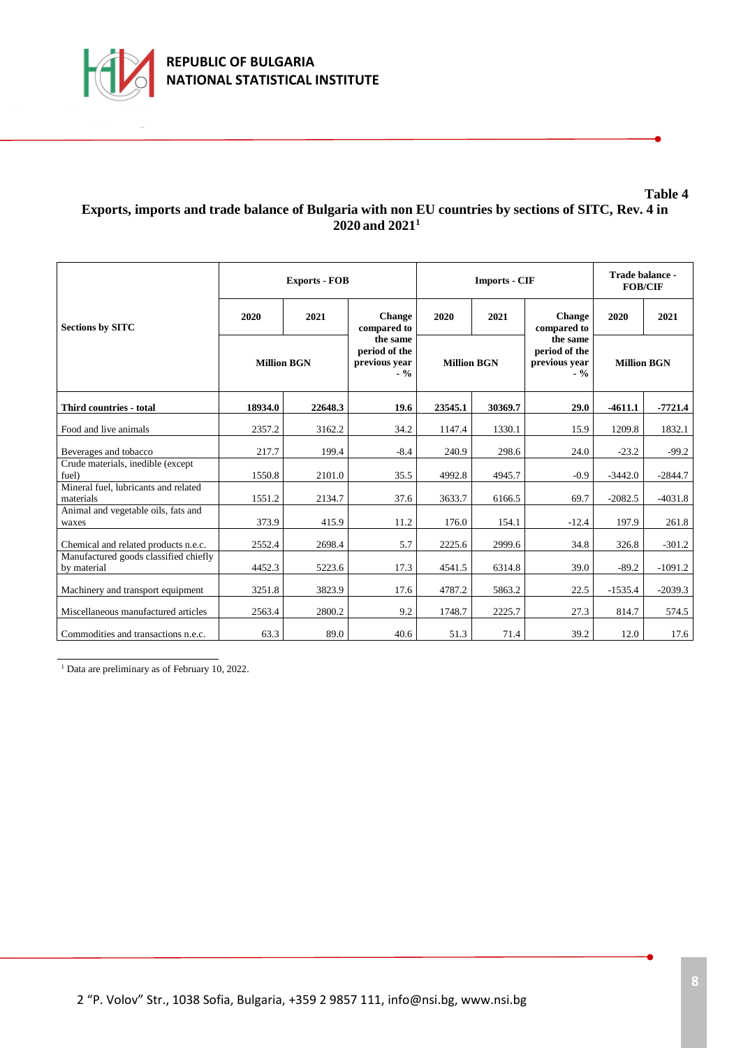Table 4

## Exports, imports and trade balance of Bulgaria with non EU countries by sections of SITC, Rev. 4 in 2020 and 2021[1]

| Sections by SITC | Exports - FOB | | | Imports - CIF | | | Trade balance - FOB/CIF | |
|---|---|---|---|---|---|---|---|---|
| | 2020 | 2021 | Change compared to the same period of the previous year - % | 2020 | 2021 | Change compared to the same period of the previous year - % | 2020 | 2021 |
| | Million BGN | | | Million BGN | | | Million BGN | |
| **Third countries - total** | **18934.0** | **22648.3** | **19.6** | **23545.1** | **30369.7** | **29.0** | **-4611.1** | **-7721.4** |
| Food and live animals | 2357.2 | 3162.2 | 34.2 | 1147.4 | 1330.1 | 15.9 | 1209.8 | 1832.1 |
| Beverages and tobacco | 217.7 | 199.4 | -8.4 | 240.9 | 298.6 | 24.0 | -23.2 | -99.2 |
| Crude materials, inedible (except fuel) | 1550.8 | 2101.0 | 35.5 | 4992.8 | 4945.7 | -0.9 | -3442.0 | -2844.7 |
| Mineral fuel, lubricants and related materials | 1551.2 | 2134.7 | 37.6 | 3633.7 | 6166.5 | 69.7 | -2082.5 | -4031.8 |
| Animal and vegetable oils, fats and waxes | 373.9 | 415.9 | 11.2 | 176.0 | 154.1 | -12.4 | 197.9 | 261.8 |
| Chemical and related products n.e.c. | 2552.4 | 2698.4 | 5.7 | 2225.6 | 2999.6 | 34.8 | 326.8 | -301.2 |
| Manufactured goods classified chiefly by material | 4452.3 | 5223.6 | 17.3 | 4541.5 | 6314.8 | 39.0 | -89.2 | -1091.2 |
| Machinery and transport equipment | 3251.8 | 3823.9 | 17.6 | 4787.2 | 5863.2 | 22.5 | -1535.4 | -2039.3 |
| Miscellaneous manufactured articles | 2563.4 | 2800.2 | 9.2 | 1748.7 | 2225.7 | 27.3 | 814.7 | 574.5 |
| Commodities and transactions n.e.c. | 63.3 | 89.0 | 40.6 | 51.3 | 71.4 | 39.2 | 12.0 | 17.6 |

[1] Data are preliminary as of February 10, 2022.